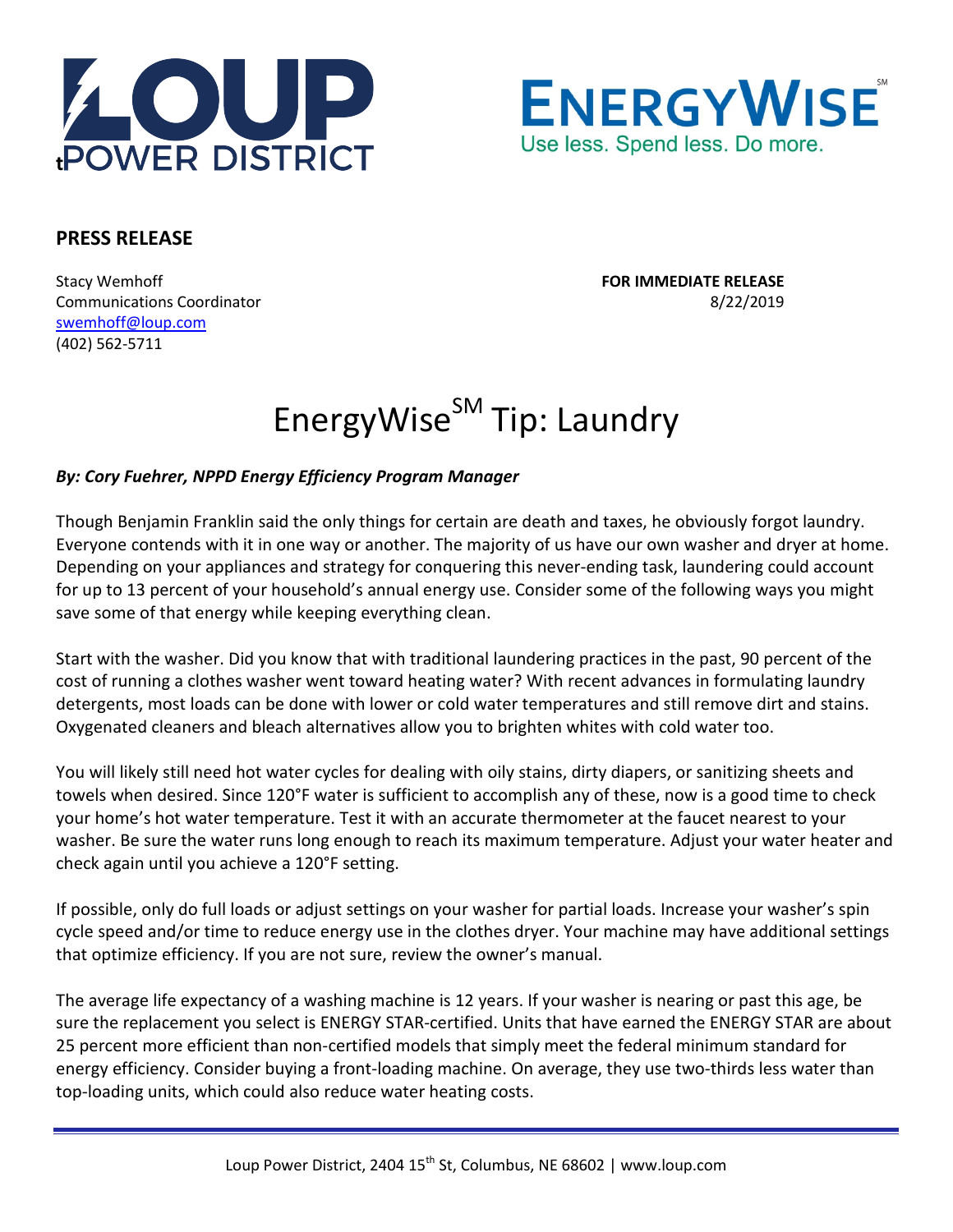**LOUP POWER DISTRICT**

**ENERGYWISE**[SM]
Use less. Spend less. Do more.

**PRESS RELEASE**

Stacy Wemhoff
Communications Coordinator
swemhoff@loup.com
(402) 562-5711

**FOR IMMEDIATE RELEASE**
8/22/2019

# EnergyWise[SM] Tip: Laundry

***By: Cory Fuehrer, NPPD Energy Efficiency Program Manager***

Though Benjamin Franklin said the only things for certain are death and taxes, he obviously forgot laundry. Everyone contends with it in one way or another. The majority of us have our own washer and dryer at home. Depending on your appliances and strategy for conquering this never-ending task, laundering could account for up to 13 percent of your household's annual energy use. Consider some of the following ways you might save some of that energy while keeping everything clean.

Start with the washer. Did you know that with traditional laundering practices in the past, 90 percent of the cost of running a clothes washer went toward heating water? With recent advances in formulating laundry detergents, most loads can be done with lower or cold water temperatures and still remove dirt and stains. Oxygenated cleaners and bleach alternatives allow you to brighten whites with cold water too.

You will likely still need hot water cycles for dealing with oily stains, dirty diapers, or sanitizing sheets and towels when desired. Since 120°F water is sufficient to accomplish any of these, now is a good time to check your home's hot water temperature. Test it with an accurate thermometer at the faucet nearest to your washer. Be sure the water runs long enough to reach its maximum temperature. Adjust your water heater and check again until you achieve a 120°F setting.

If possible, only do full loads or adjust settings on your washer for partial loads. Increase your washer's spin cycle speed and/or time to reduce energy use in the clothes dryer. Your machine may have additional settings that optimize efficiency. If you are not sure, review the owner's manual.

The average life expectancy of a washing machine is 12 years. If your washer is nearing or past this age, be sure the replacement you select is ENERGY STAR-certified. Units that have earned the ENERGY STAR are about 25 percent more efficient than non-certified models that simply meet the federal minimum standard for energy efficiency. Consider buying a front-loading machine. On average, they use two-thirds less water than top-loading units, which could also reduce water heating costs.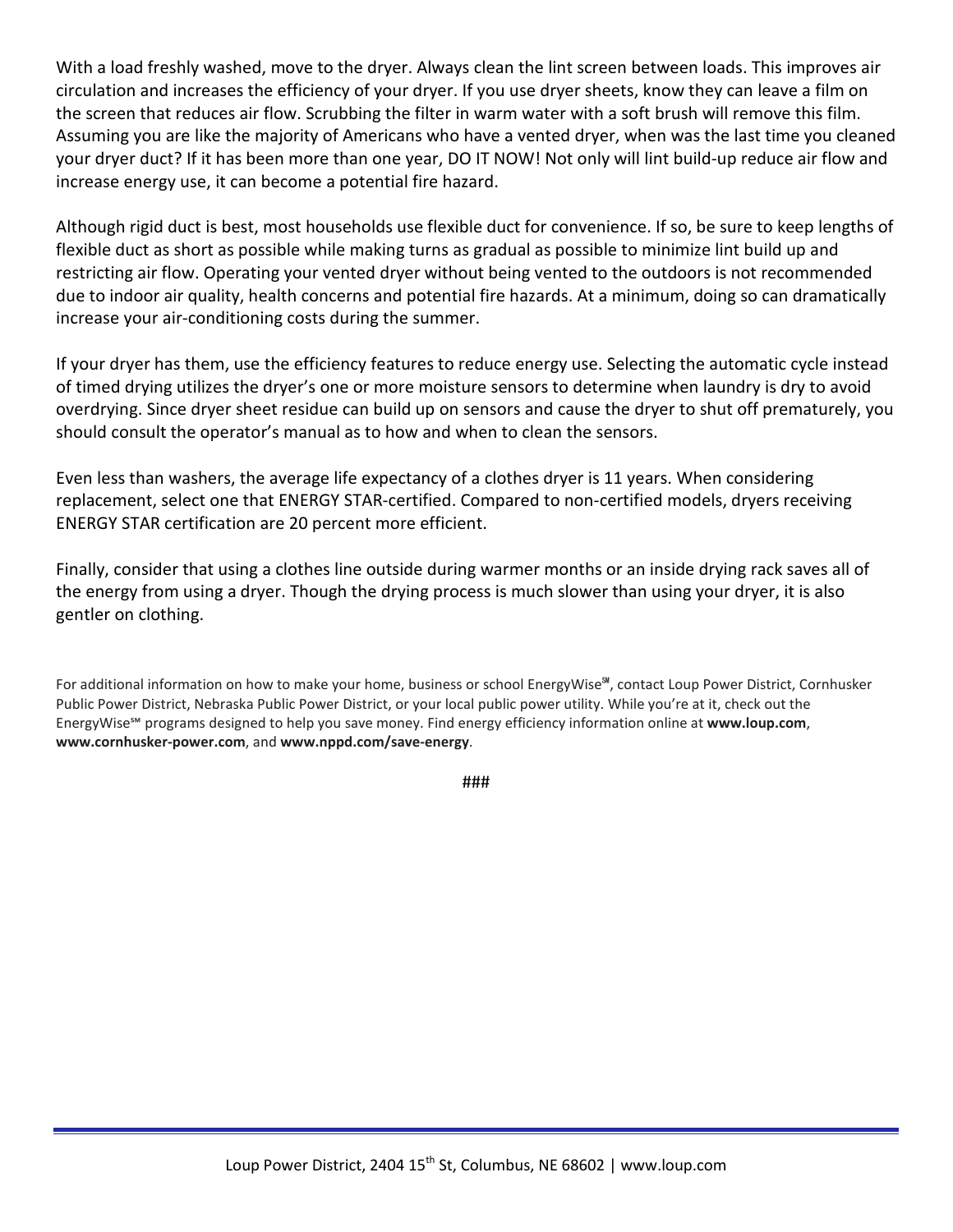With a load freshly washed, move to the dryer. Always clean the lint screen between loads. This improves air circulation and increases the efficiency of your dryer. If you use dryer sheets, know they can leave a film on the screen that reduces air flow. Scrubbing the filter in warm water with a soft brush will remove this film. Assuming you are like the majority of Americans who have a vented dryer, when was the last time you cleaned your dryer duct? If it has been more than one year, DO IT NOW! Not only will lint build-up reduce air flow and increase energy use, it can become a potential fire hazard.

Although rigid duct is best, most households use flexible duct for convenience. If so, be sure to keep lengths of flexible duct as short as possible while making turns as gradual as possible to minimize lint build up and restricting air flow. Operating your vented dryer without being vented to the outdoors is not recommended due to indoor air quality, health concerns and potential fire hazards. At a minimum, doing so can dramatically increase your air-conditioning costs during the summer.

If your dryer has them, use the efficiency features to reduce energy use. Selecting the automatic cycle instead of timed drying utilizes the dryer's one or more moisture sensors to determine when laundry is dry to avoid overdrying. Since dryer sheet residue can build up on sensors and cause the dryer to shut off prematurely, you should consult the operator's manual as to how and when to clean the sensors.

Even less than washers, the average life expectancy of a clothes dryer is 11 years. When considering replacement, select one that ENERGY STAR-certified. Compared to non-certified models, dryers receiving ENERGY STAR certification are 20 percent more efficient.

Finally, consider that using a clothes line outside during warmer months or an inside drying rack saves all of the energy from using a dryer. Though the drying process is much slower than using your dryer, it is also gentler on clothing.

For additional information on how to make your home, business or school EnergyWise℠, contact Loup Power District, Cornhusker Public Power District, Nebraska Public Power District, or your local public power utility. While you're at it, check out the EnergyWise℠ programs designed to help you save money. Find energy efficiency information online at **www.loup.com**, **www.cornhusker-power.com**, and **www.nppd.com/save-energy**.

###

Loup Power District, 2404 15th St, Columbus, NE 68602 | www.loup.com